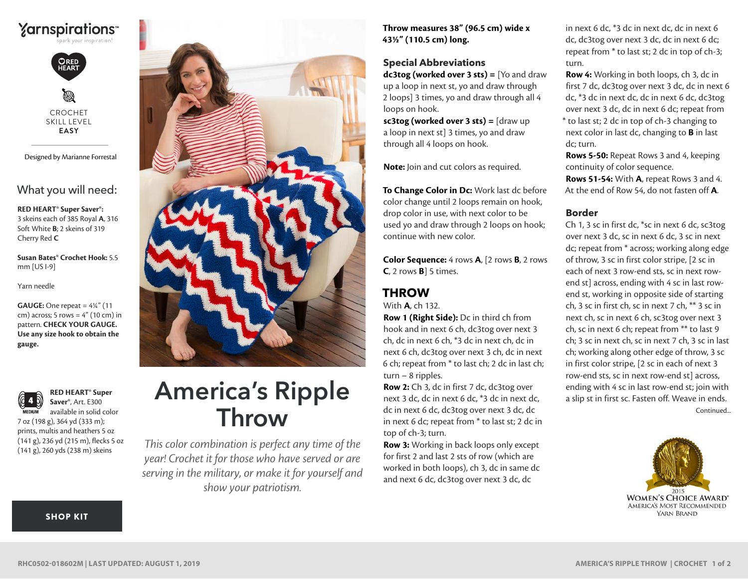Yarnspirations™
spark your inspiration!

RED HEART

CROCHET
SKILL LEVEL
**EASY**

Designed by Marianne Forrestal

## What you will need:

**RED HEART® Super Saver®:** 3 skeins each of 385 Royal **A**, 316 Soft White **B**; 2 skeins of 319 Cherry Red **C**

**Susan Bates® Crochet Hook:** 5.5 mm [US I-9]

Yarn needle

**GAUGE:** One repeat = 4¼" (11 cm) across; 5 rows = 4" (10 cm) in pattern. **CHECK YOUR GAUGE. Use any size hook to obtain the gauge.**

**RED HEART® Super Saver®**, Art. E300 available in solid color 7 oz (198 g), 364 yd (333 m); prints, multis and heathers 5 oz (141 g), 236 yd (215 m), flecks 5 oz (141 g), 260 yds (238 m) skeins

MEDIUM 4

SHOP KIT

# America's Ripple Throw

*This color combination is perfect any time of the year! Crochet it for those who have served or are serving in the military, or make it for yourself and show your patriotism.*

**Throw measures 38" (96.5 cm) wide x 43½" (110.5 cm) long.**

### Special Abbreviations

**dc3tog (worked over 3 sts) =** [Yo and draw up a loop in next st, yo and draw through 2 loops] 3 times, yo and draw through all 4 loops on hook.

**sc3tog (worked over 3 sts) =** [draw up a loop in next st] 3 times, yo and draw through all 4 loops on hook.

**Note:** Join and cut colors as required.

**To Change Color in Dc:** Work last dc before color change until 2 loops remain on hook, drop color in use, with next color to be used yo and draw through 2 loops on hook; continue with new color.

**Color Sequence:** 4 rows **A**, [2 rows **B**, 2 rows **C**, 2 rows **B**] 5 times.

## THROW

With **A**, ch 132.

**Row 1 (Right Side):** Dc in third ch from hook and in next 6 ch, dc3tog over next 3 ch, dc in next 6 ch, *3 dc in next ch, dc in next 6 ch, dc3tog over next 3 ch, dc in next 6 ch; repeat from * to last ch; 2 dc in last ch; turn – 8 ripples.

**Row 2:** Ch 3, dc in first 7 dc, dc3tog over next 3 dc, dc in next 6 dc, *3 dc in next dc, dc in next 6 dc, dc3tog over next 3 dc, dc in next 6 dc; repeat from * to last st; 2 dc in top of ch-3; turn.

**Row 3:** Working in back loops only except for first 2 and last 2 sts of row (which are worked in both loops), ch 3, dc in same dc and next 6 dc, dc3tog over next 3 dc, dc in next 6 dc, *3 dc in next dc, dc in next 6 dc, dc3tog over next 3 dc, dc in next 6 dc; repeat from * to last st; 2 dc in top of ch-3; turn.

**Row 4:** Working in both loops, ch 3, dc in first 7 dc, dc3tog over next 3 dc, dc in next 6 dc, *3 dc in next dc, dc in next 6 dc, dc3tog over next 3 dc, dc in next 6 dc; repeat from * to last st; 2 dc in top of ch-3 changing to next color in last dc, changing to **B** in last dc; turn.

**Rows 5-50:** Repeat Rows 3 and 4, keeping continuity of color sequence.

**Rows 51-54:** With **A**, repeat Rows 3 and 4. At the end of Row 54, do not fasten off **A**.

### Border

Ch 1, 3 sc in first dc, *sc in next 6 dc, sc3tog over next 3 dc, sc in next 6 dc, 3 sc in next dc; repeat from * across; working along edge of throw, 3 sc in first color stripe, [2 sc in each of next 3 row-end sts, sc in next row-end st] across, ending with 4 sc in last row-end st, working in opposite side of starting ch, 3 sc in first ch, sc in next 7 ch, ** 3 sc in next ch, sc in next 6 ch, sc3tog over next 3 ch, sc in next 6 ch; repeat from ** to last 9 ch; 3 sc in next ch, sc in next 7 ch, 3 sc in last ch; working along other edge of throw, 3 sc in first color stripe, [2 sc in each of next 3 row-end sts, sc in next row-end st] across, ending with 4 sc in last row-end st; join with a slip st in first sc. Fasten off. Weave in ends.

Continued...

2015 WOMEN'S CHOICE AWARD® AMERICA'S MOST RECOMMENDED YARN BRAND

RHC0502-018602M | LAST UPDATED: AUGUST 1, 2019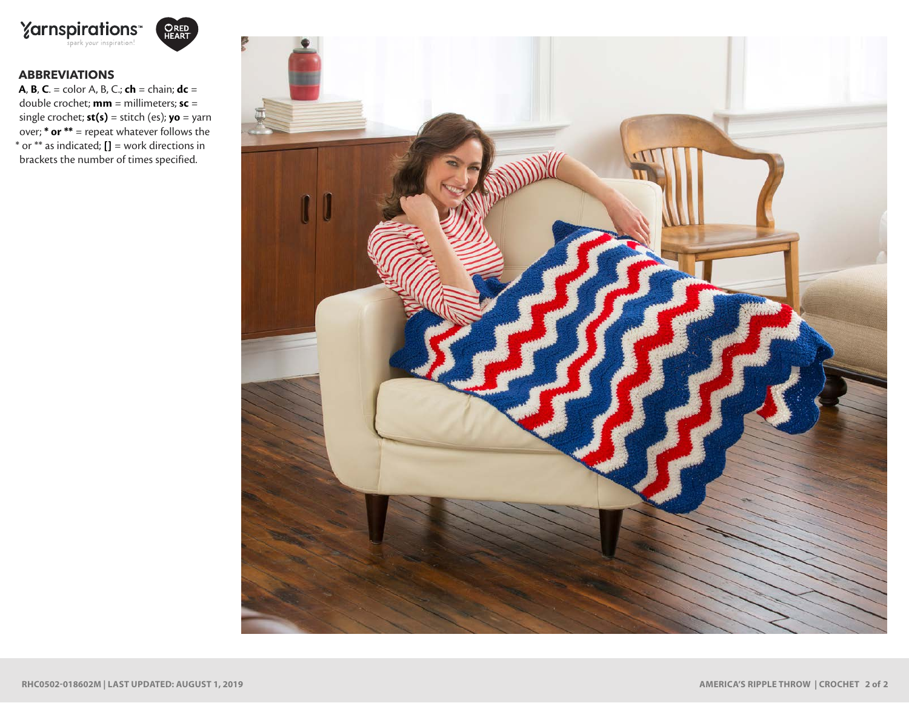## ABBREVIATIONS

**A**, **B**, **C**. = color A, B, C.; **ch** = chain; **dc** = double crochet; **mm** = millimeters; **sc** = single crochet; **st(s)** = stitch (es); **yo** = yarn over; *** or **** = repeat whatever follows the * or ** as indicated; **[]** = work directions in brackets the number of times specified.